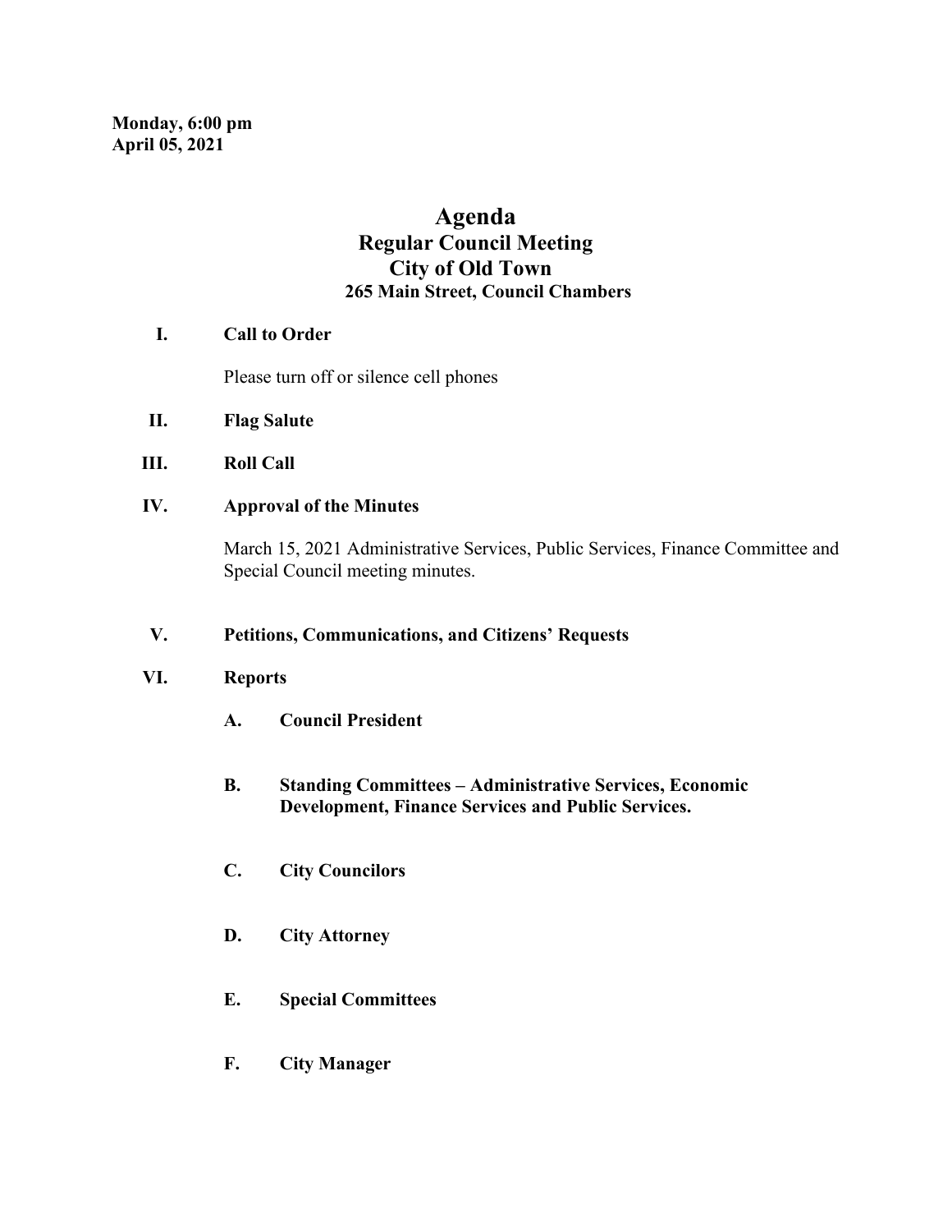**Monday, 6:00 pm**
**April 05, 2021**

# Agenda
## Regular Council Meeting
## City of Old Town
### 265 Main Street, Council Chambers

**I. Call to Order**

Please turn off or silence cell phones

**II. Flag Salute**

**III. Roll Call**

**IV. Approval of the Minutes**

March 15, 2021 Administrative Services, Public Services, Finance Committee and Special Council meeting minutes.

**V. Petitions, Communications, and Citizens' Requests**

**VI. Reports**

**A. Council President**

**B. Standing Committees – Administrative Services, Economic Development, Finance Services and Public Services.**

**C. City Councilors**

**D. City Attorney**

**E. Special Committees**

**F. City Manager**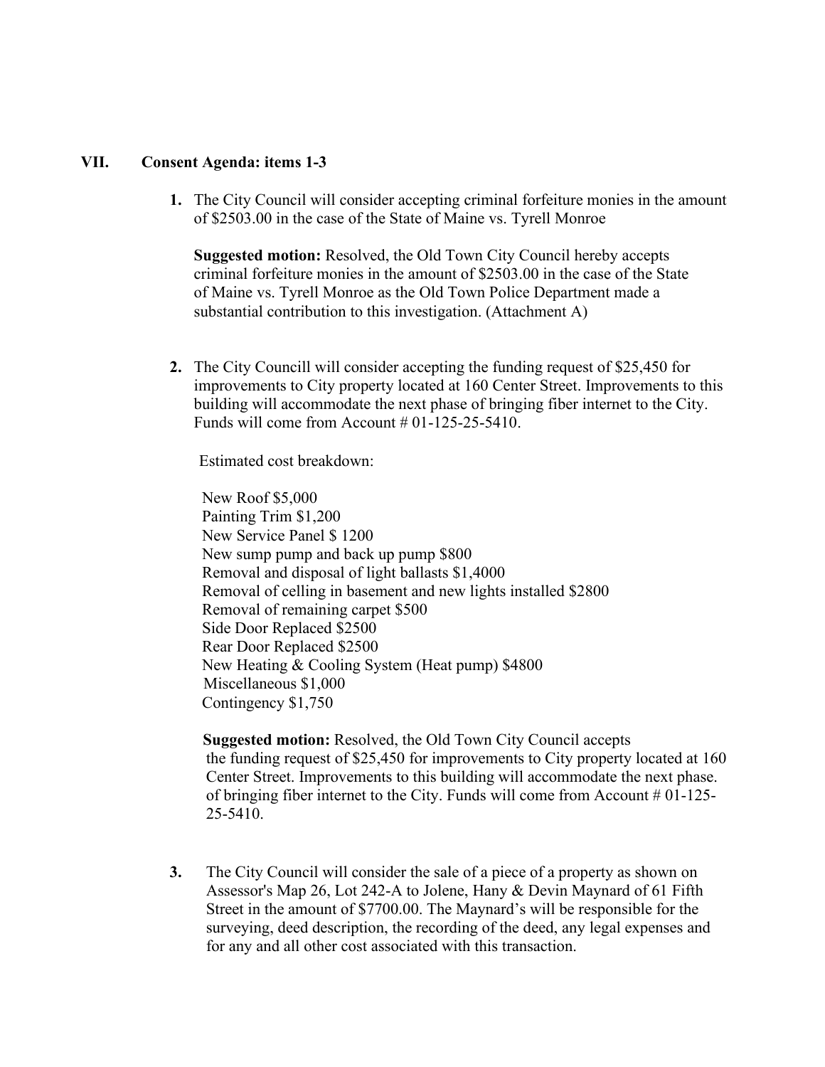## VII. Consent Agenda: items 1-3

1. The City Council will consider accepting criminal forfeiture monies in the amount of $2503.00 in the case of the State of Maine vs. Tyrell Monroe

   **Suggested motion:** Resolved, the Old Town City Council hereby accepts criminal forfeiture monies in the amount of $2503.00 in the case of the State of Maine vs. Tyrell Monroe as the Old Town Police Department made a substantial contribution to this investigation. (Attachment A)

2. The City Councill will consider accepting the funding request of $25,450 for improvements to City property located at 160 Center Street. Improvements to this building will accommodate the next phase of bringing fiber internet to the City. Funds will come from Account # 01-125-25-5410.

   Estimated cost breakdown:

   New Roof $5,000
   Painting Trim $1,200
   New Service Panel $ 1200
   New sump pump and back up pump $800
   Removal and disposal of light ballasts $1,4000
   Removal of celling in basement and new lights installed $2800
   Removal of remaining carpet $500
   Side Door Replaced $2500
   Rear Door Replaced $2500
   New Heating & Cooling System (Heat pump) $4800
   Miscellaneous $1,000
   Contingency $1,750

   **Suggested motion:** Resolved, the Old Town City Council accepts the funding request of $25,450 for improvements to City property located at 160 Center Street. Improvements to this building will accommodate the next phase. of bringing fiber internet to the City. Funds will come from Account # 01-125-25-5410.

3. The City Council will consider the sale of a piece of a property as shown on Assessor's Map 26, Lot 242-A to Jolene, Hany & Devin Maynard of 61 Fifth Street in the amount of $7700.00. The Maynard's will be responsible for the surveying, deed description, the recording of the deed, any legal expenses and for any and all other cost associated with this transaction.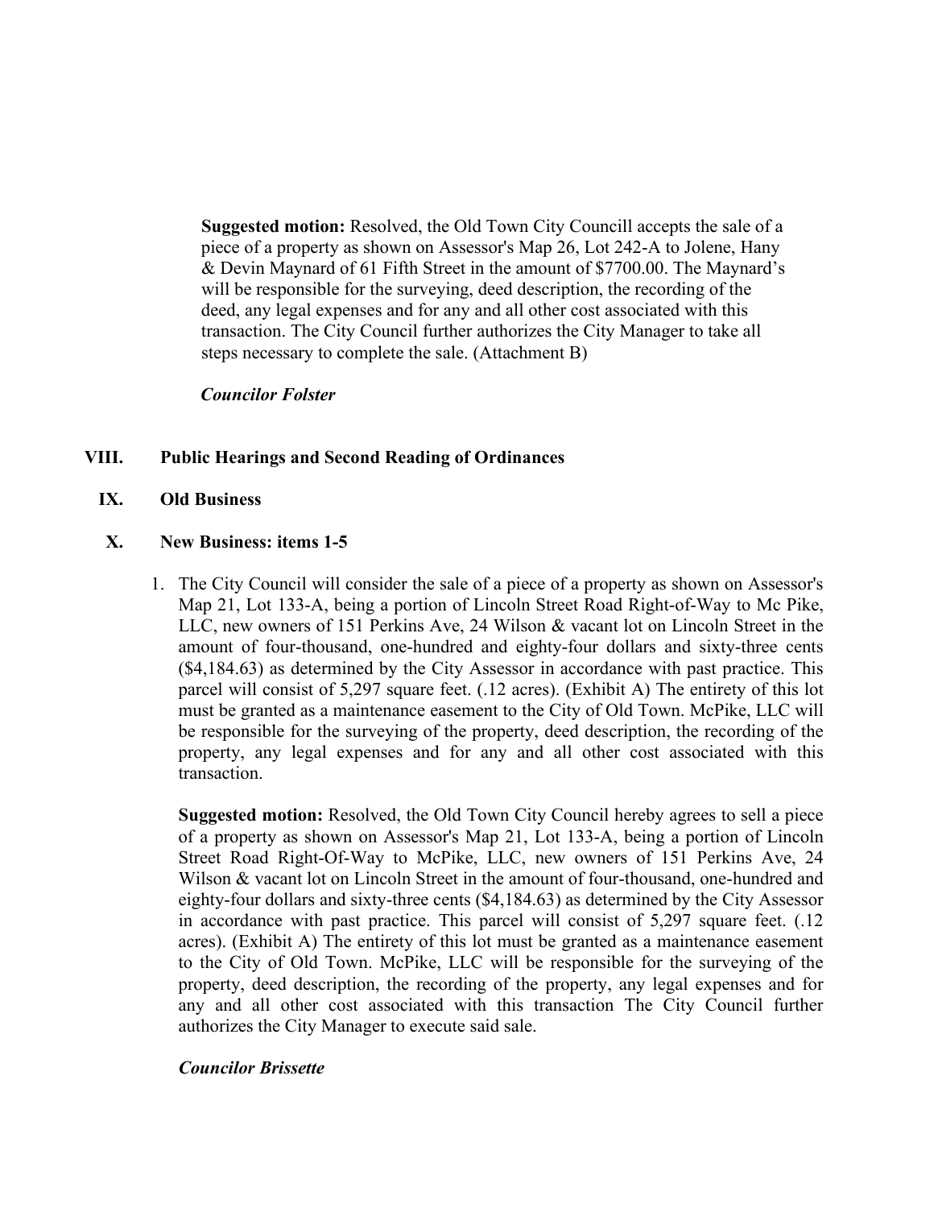**Suggested motion:** Resolved, the Old Town City Councill accepts the sale of a piece of a property as shown on Assessor's Map 26, Lot 242-A to Jolene, Hany & Devin Maynard of 61 Fifth Street in the amount of $7700.00. The Maynard's will be responsible for the surveying, deed description, the recording of the deed, any legal expenses and for any and all other cost associated with this transaction. The City Council further authorizes the City Manager to take all steps necessary to complete the sale. (Attachment B)

***Councilor Folster***

## VIII. Public Hearings and Second Reading of Ordinances

## IX. Old Business

## X. New Business: items 1-5

1. The City Council will consider the sale of a piece of a property as shown on Assessor's Map 21, Lot 133-A, being a portion of Lincoln Street Road Right-of-Way to Mc Pike, LLC, new owners of 151 Perkins Ave, 24 Wilson & vacant lot on Lincoln Street in the amount of four-thousand, one-hundred and eighty-four dollars and sixty-three cents ($4,184.63) as determined by the City Assessor in accordance with past practice. This parcel will consist of 5,297 square feet. (.12 acres). (Exhibit A) The entirety of this lot must be granted as a maintenance easement to the City of Old Town. McPike, LLC will be responsible for the surveying of the property, deed description, the recording of the property, any legal expenses and for any and all other cost associated with this transaction.

   **Suggested motion:** Resolved, the Old Town City Council hereby agrees to sell a piece of a property as shown on Assessor's Map 21, Lot 133-A, being a portion of Lincoln Street Road Right-Of-Way to McPike, LLC, new owners of 151 Perkins Ave, 24 Wilson & vacant lot on Lincoln Street in the amount of four-thousand, one-hundred and eighty-four dollars and sixty-three cents ($4,184.63) as determined by the City Assessor in accordance with past practice. This parcel will consist of 5,297 square feet. (.12 acres). (Exhibit A) The entirety of this lot must be granted as a maintenance easement to the City of Old Town. McPike, LLC will be responsible for the surveying of the property, deed description, the recording of the property, any legal expenses and for any and all other cost associated with this transaction The City Council further authorizes the City Manager to execute said sale.

   ***Councilor Brissette***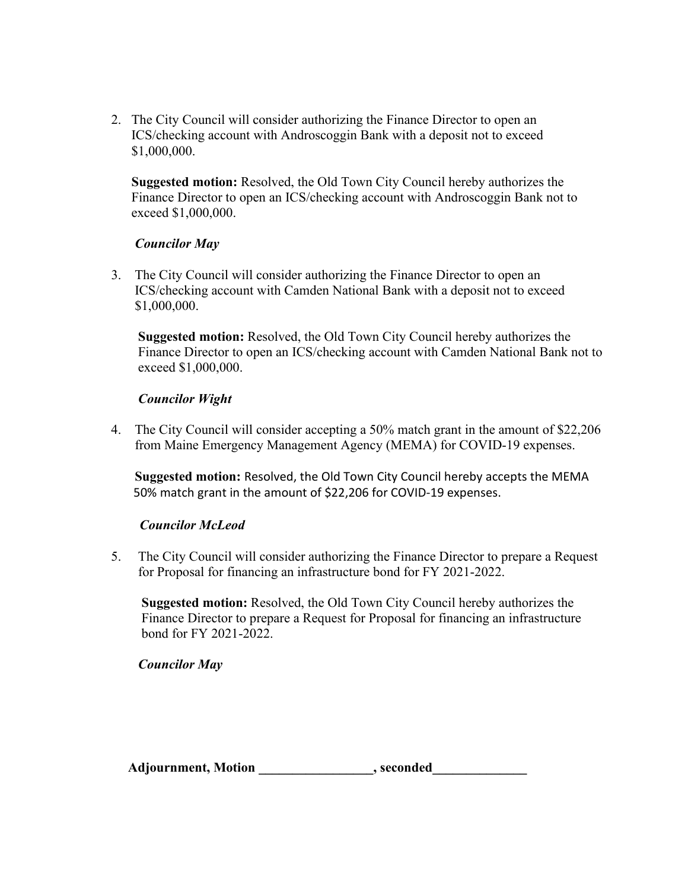2. The City Council will consider authorizing the Finance Director to open an ICS/checking account with Androscoggin Bank with a deposit not to exceed $1,000,000.

   **Suggested motion:** Resolved, the Old Town City Council hereby authorizes the Finance Director to open an ICS/checking account with Androscoggin Bank not to exceed $1,000,000.

   ***Councilor May***

3. The City Council will consider authorizing the Finance Director to open an ICS/checking account with Camden National Bank with a deposit not to exceed $1,000,000.

   **Suggested motion:** Resolved, the Old Town City Council hereby authorizes the Finance Director to open an ICS/checking account with Camden National Bank not to exceed $1,000,000.

   ***Councilor Wight***

4. The City Council will consider accepting a 50% match grant in the amount of $22,206 from Maine Emergency Management Agency (MEMA) for COVID-19 expenses.

   **Suggested motion:** Resolved, the Old Town City Council hereby accepts the MEMA 50% match grant in the amount of $22,206 for COVID-19 expenses.

   ***Councilor McLeod***

5. The City Council will consider authorizing the Finance Director to prepare a Request for Proposal for financing an infrastructure bond for FY 2021-2022.

   **Suggested motion:** Resolved, the Old Town City Council hereby authorizes the Finance Director to prepare a Request for Proposal for financing an infrastructure bond for FY 2021-2022.

   ***Councilor May***

**Adjournment, Motion \_\_\_\_\_\_\_\_\_\_\_\_\_\_\_\_\_, seconded\_\_\_\_\_\_\_\_\_\_\_\_\_\_**